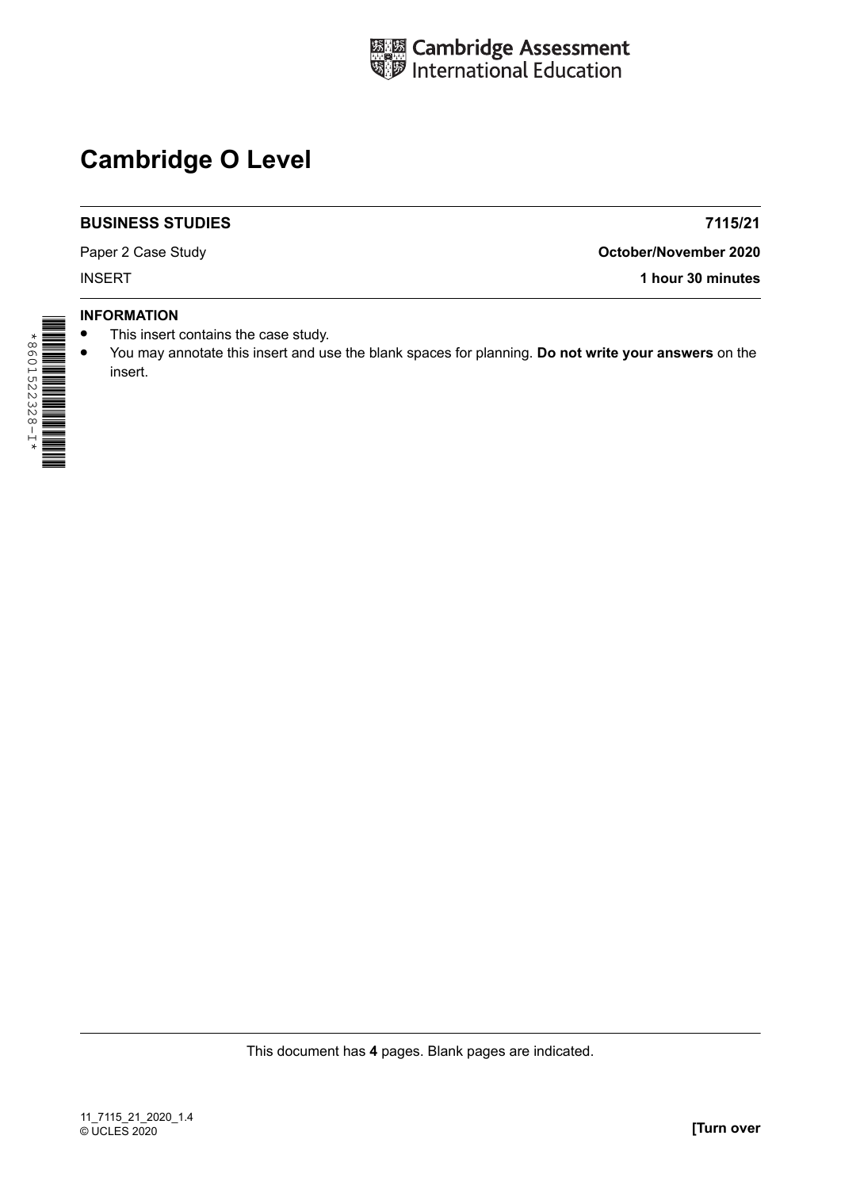Cambridge Assessment International Education

# Cambridge O Level

**BUSINESS STUDIES** **7115/21**

Paper 2 Case Study **October/November 2020**

INSERT **1 hour 30 minutes**

*8601522328-I*

**INFORMATION**

- This insert contains the case study.
- You may annotate this insert and use the blank spaces for planning. **Do not write your answers** on the insert.

This document has **4** pages. Blank pages are indicated.

11_7115_21_2020_1.4
© UCLES 2020

**[Turn over**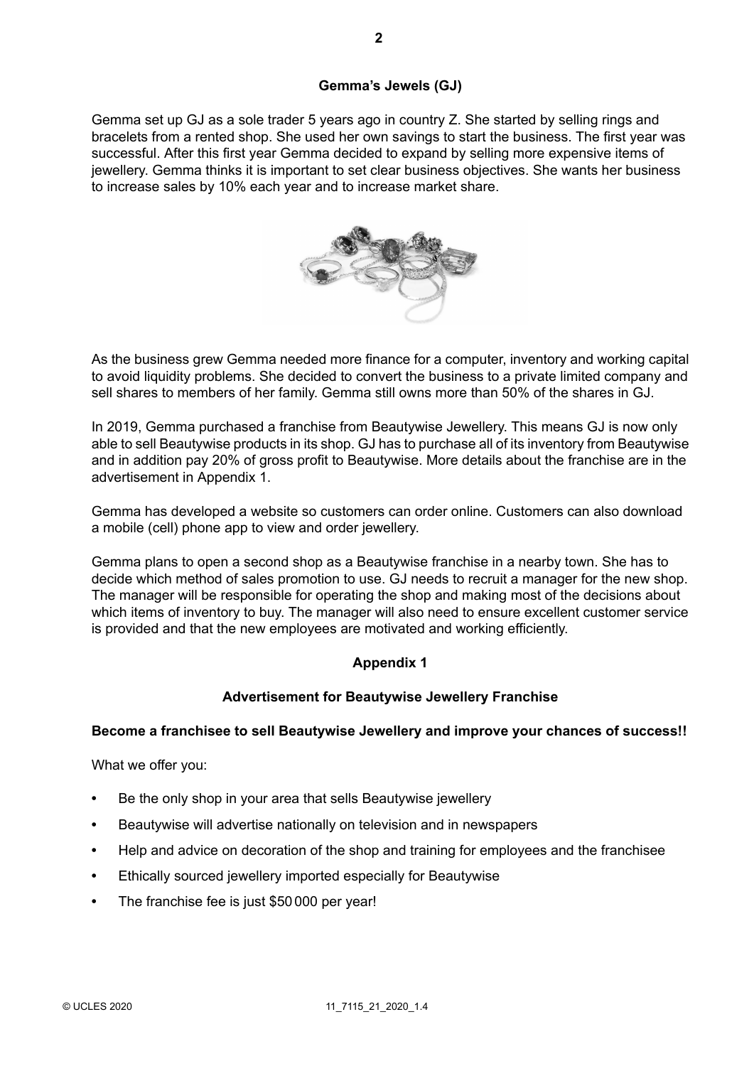## Gemma's Jewels (GJ)

Gemma set up GJ as a sole trader 5 years ago in country Z. She started by selling rings and bracelets from a rented shop. She used her own savings to start the business. The first year was successful. After this first year Gemma decided to expand by selling more expensive items of jewellery. Gemma thinks it is important to set clear business objectives. She wants her business to increase sales by 10% each year and to increase market share.

As the business grew Gemma needed more finance for a computer, inventory and working capital to avoid liquidity problems. She decided to convert the business to a private limited company and sell shares to members of her family. Gemma still owns more than 50% of the shares in GJ.

In 2019, Gemma purchased a franchise from Beautywise Jewellery. This means GJ is now only able to sell Beautywise products in its shop. GJ has to purchase all of its inventory from Beautywise and in addition pay 20% of gross profit to Beautywise. More details about the franchise are in the advertisement in Appendix 1.

Gemma has developed a website so customers can order online. Customers can also download a mobile (cell) phone app to view and order jewellery.

Gemma plans to open a second shop as a Beautywise franchise in a nearby town. She has to decide which method of sales promotion to use. GJ needs to recruit a manager for the new shop. The manager will be responsible for operating the shop and making most of the decisions about which items of inventory to buy. The manager will also need to ensure excellent customer service is provided and that the new employees are motivated and working efficiently.

## Appendix 1

### Advertisement for Beautywise Jewellery Franchise

**Become a franchisee to sell Beautywise Jewellery and improve your chances of success!!**

What we offer you:

- Be the only shop in your area that sells Beautywise jewellery
- Beautywise will advertise nationally on television and in newspapers
- Help and advice on decoration of the shop and training for employees and the franchisee
- Ethically sourced jewellery imported especially for Beautywise
- The franchise fee is just $50 000 per year!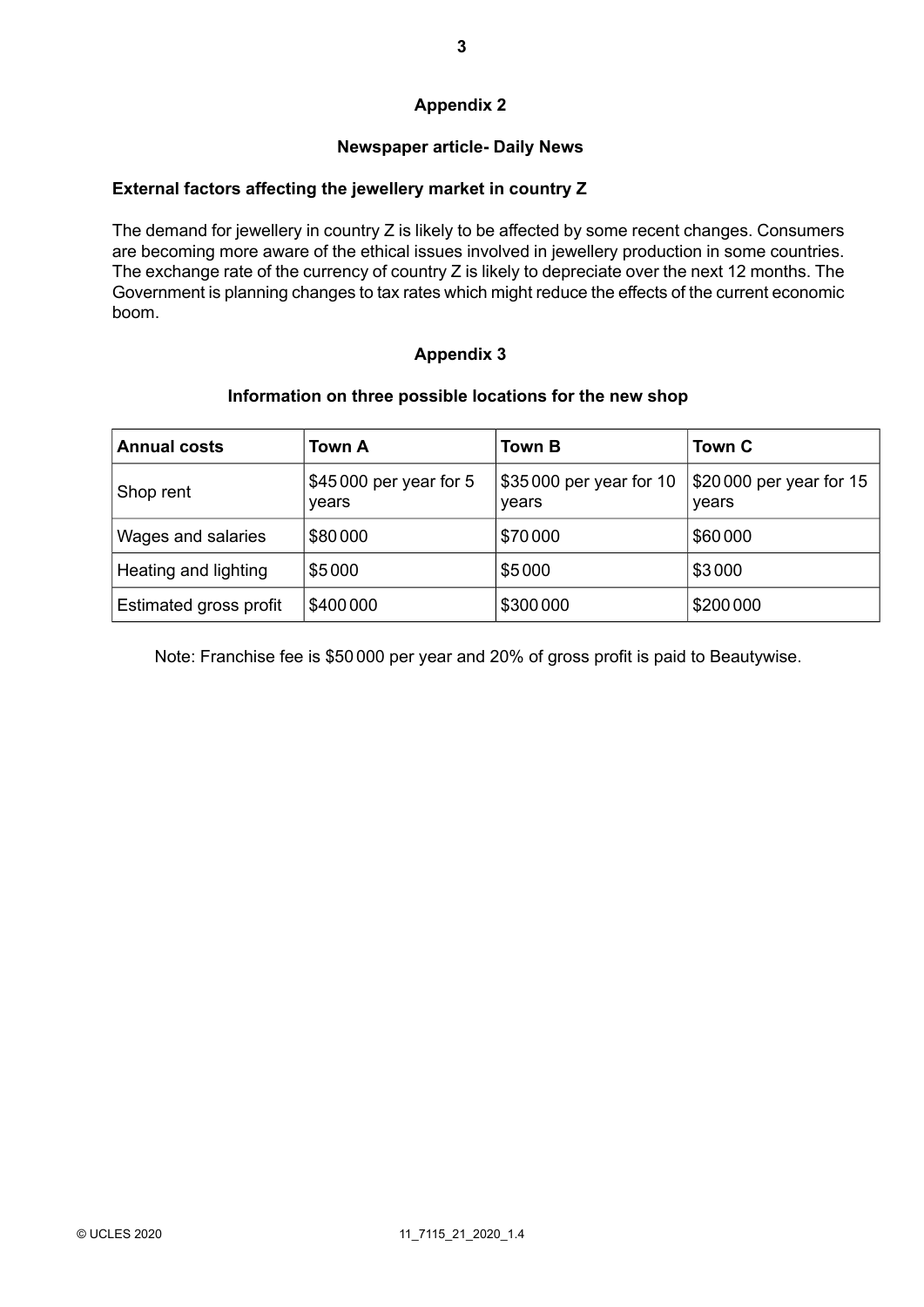## Appendix 2

### Newspaper article- Daily News

**External factors affecting the jewellery market in country Z**

The demand for jewellery in country Z is likely to be affected by some recent changes. Consumers are becoming more aware of the ethical issues involved in jewellery production in some countries. The exchange rate of the currency of country Z is likely to depreciate over the next 12 months. The Government is planning changes to tax rates which might reduce the effects of the current economic boom.

## Appendix 3

### Information on three possible locations for the new shop

| Annual costs | Town A | Town B | Town C |
|---|---|---|---|
| Shop rent | $45000 per year for 5 years | $35000 per year for 10 years | $20000 per year for 15 years |
| Wages and salaries | $80000 | $70000 | $60000 |
| Heating and lighting | $5000 | $5000 | $3000 |
| Estimated gross profit | $400000 | $300000 | $200000 |

Note: Franchise fee is $50000 per year and 20% of gross profit is paid to Beautywise.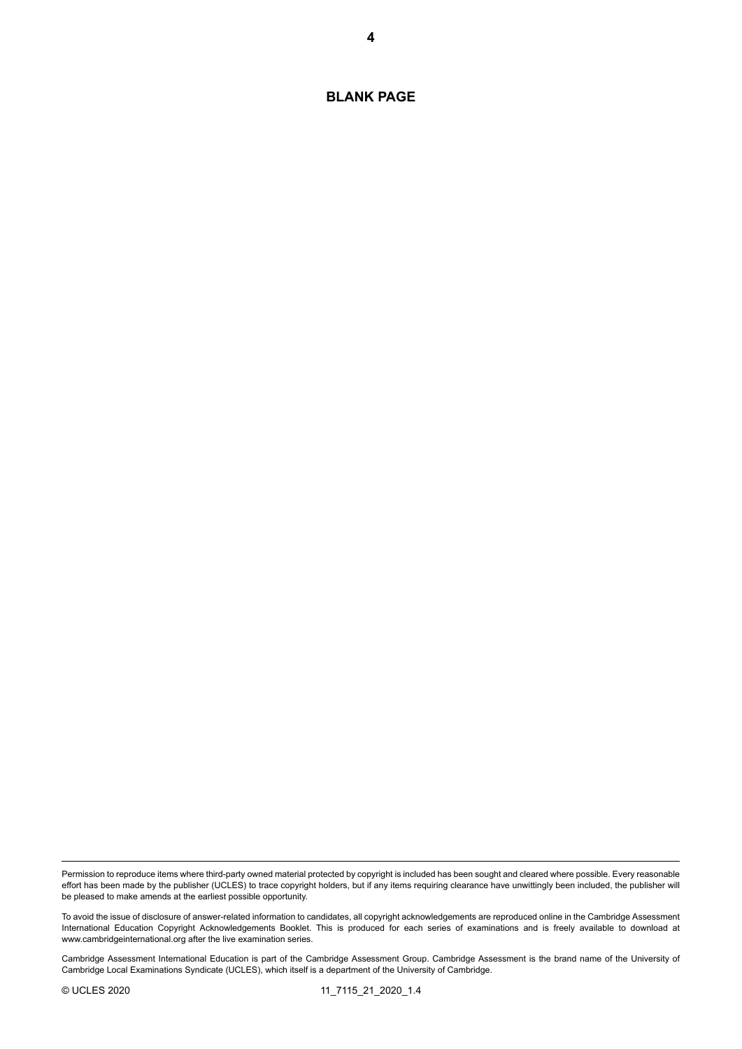**BLANK PAGE**

Permission to reproduce items where third-party owned material protected by copyright is included has been sought and cleared where possible. Every reasonable effort has been made by the publisher (UCLES) to trace copyright holders, but if any items requiring clearance have unwittingly been included, the publisher will be pleased to make amends at the earliest possible opportunity.

To avoid the issue of disclosure of answer-related information to candidates, all copyright acknowledgements are reproduced online in the Cambridge Assessment International Education Copyright Acknowledgements Booklet. This is produced for each series of examinations and is freely available to download at www.cambridgeinternational.org after the live examination series.

Cambridge Assessment International Education is part of the Cambridge Assessment Group. Cambridge Assessment is the brand name of the University of Cambridge Local Examinations Syndicate (UCLES), which itself is a department of the University of Cambridge.

© UCLES 2020 11_7115_21_2020_1.4